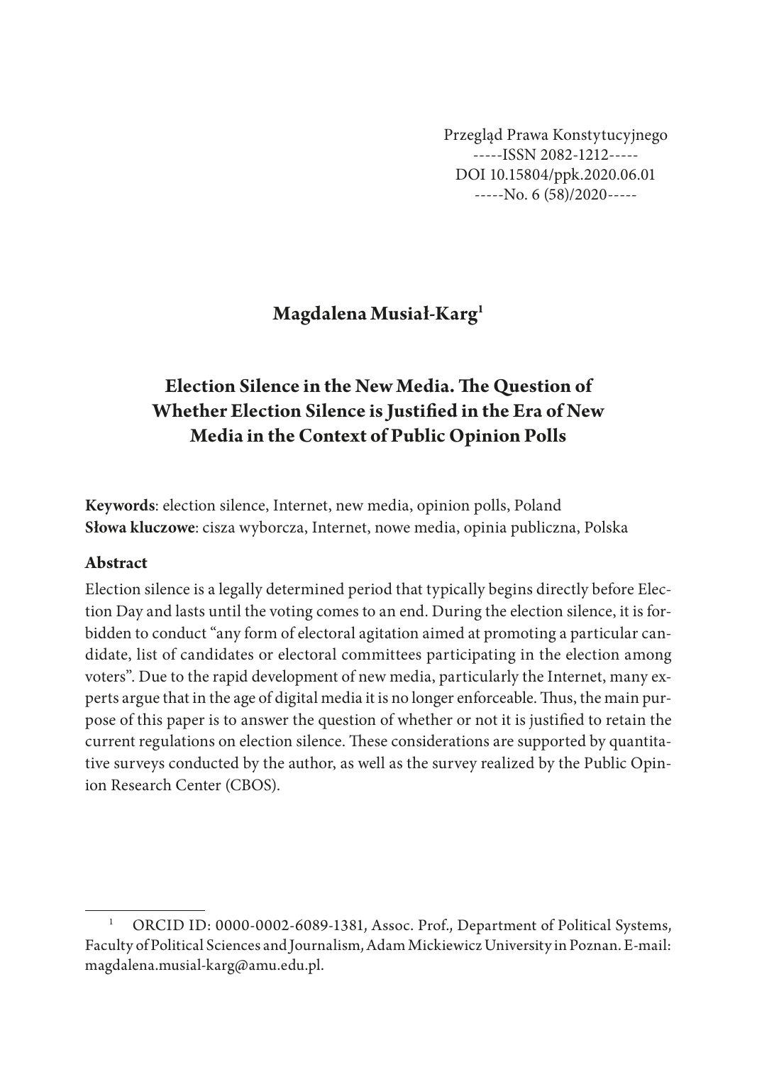Przegląd Prawa Konstytucyjnego
-----ISSN 2082-1212-----
DOI 10.15804/ppk.2020.06.01
-----No. 6 (58)/2020-----

**Magdalena Musiał-Karg**[1]

# Election Silence in the New Media. The Question of Whether Election Silence is Justified in the Era of New Media in the Context of Public Opinion Polls

**Keywords**: election silence, Internet, new media, opinion polls, Poland
**Słowa kluczowe**: cisza wyborcza, Internet, nowe media, opinia publiczna, Polska

## Abstract

Election silence is a legally determined period that typically begins directly before Election Day and lasts until the voting comes to an end. During the election silence, it is forbidden to conduct "any form of electoral agitation aimed at promoting a particular candidate, list of candidates or electoral committees participating in the election among voters". Due to the rapid development of new media, particularly the Internet, many experts argue that in the age of digital media it is no longer enforceable. Thus, the main purpose of this paper is to answer the question of whether or not it is justified to retain the current regulations on election silence. These considerations are supported by quantitative surveys conducted by the author, as well as the survey realized by the Public Opinion Research Center (CBOS).

---

[1] ORCID ID: 0000-0002-6089-1381, Assoc. Prof., Department of Political Systems, Faculty of Political Sciences and Journalism, Adam Mickiewicz University in Poznan. E-mail: magdalena.musial-karg@amu.edu.pl.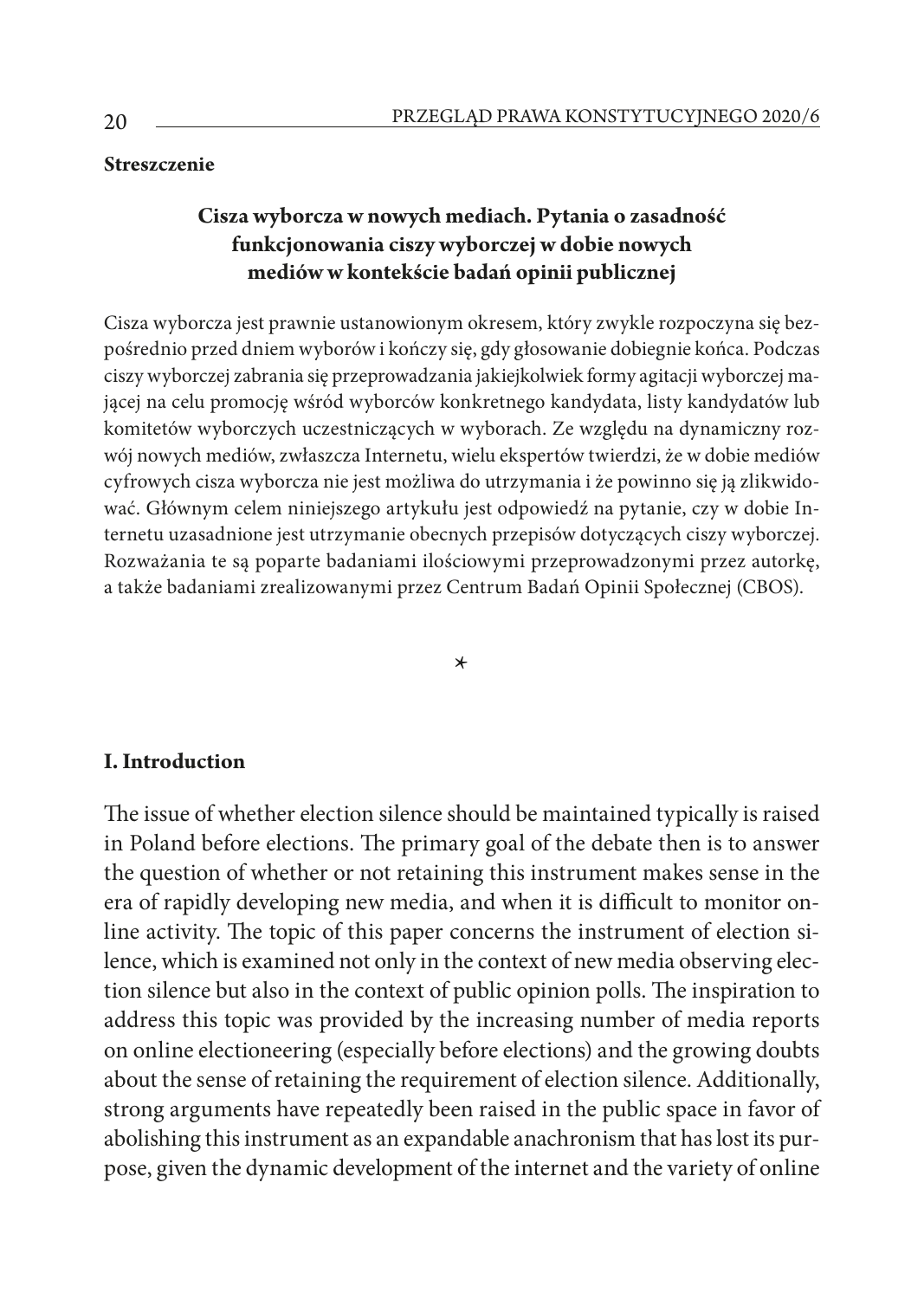**Streszczenie**

**Cisza wyborcza w nowych mediach. Pytania o zasadność funkcjonowania ciszy wyborczej w dobie nowych mediów w kontekście badań opinii publicznej**

Cisza wyborcza jest prawnie ustanowionym okresem, który zwykle rozpoczyna się bezpośrednio przed dniem wyborów i kończy się, gdy głosowanie dobiegnie końca. Podczas ciszy wyborczej zabrania się przeprowadzania jakiejkolwiek formy agitacji wyborczej mającej na celu promocję wśród wyborców konkretnego kandydata, listy kandydatów lub komitetów wyborczych uczestniczących w wyborach. Ze względu na dynamiczny rozwój nowych mediów, zwłaszcza Internetu, wielu ekspertów twierdzi, że w dobie mediów cyfrowych cisza wyborcza nie jest możliwa do utrzymania i że powinno się ją zlikwidować. Głównym celem niniejszego artykułu jest odpowiedź na pytanie, czy w dobie Internetu uzasadnione jest utrzymanie obecnych przepisów dotyczących ciszy wyborczej. Rozważania te są poparte badaniami ilościowymi przeprowadzonymi przez autorkę, a także badaniami zrealizowanymi przez Centrum Badań Opinii Społecznej (CBOS).

*

## I. Introduction

The issue of whether election silence should be maintained typically is raised in Poland before elections. The primary goal of the debate then is to answer the question of whether or not retaining this instrument makes sense in the era of rapidly developing new media, and when it is difficult to monitor online activity. The topic of this paper concerns the instrument of election silence, which is examined not only in the context of new media observing election silence but also in the context of public opinion polls. The inspiration to address this topic was provided by the increasing number of media reports on online electioneering (especially before elections) and the growing doubts about the sense of retaining the requirement of election silence. Additionally, strong arguments have repeatedly been raised in the public space in favor of abolishing this instrument as an expandable anachronism that has lost its purpose, given the dynamic development of the internet and the variety of online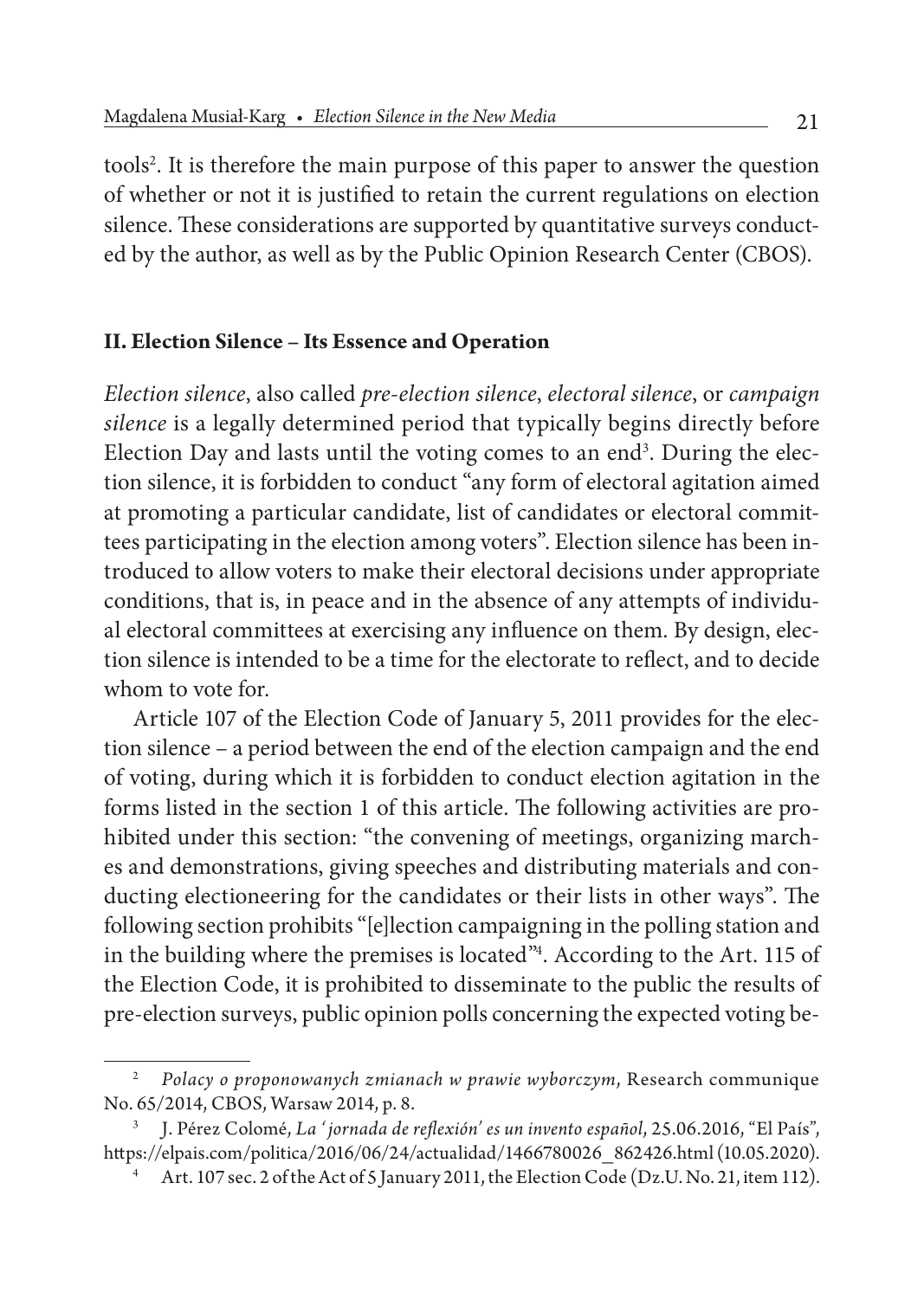tools[2]. It is therefore the main purpose of this paper to answer the question of whether or not it is justified to retain the current regulations on election silence. These considerations are supported by quantitative surveys conducted by the author, as well as by the Public Opinion Research Center (CBOS).

## II. Election Silence – Its Essence and Operation

*Election silence*, also called *pre-election silence*, *electoral silence*, or *campaign silence* is a legally determined period that typically begins directly before Election Day and lasts until the voting comes to an end[3]. During the election silence, it is forbidden to conduct "any form of electoral agitation aimed at promoting a particular candidate, list of candidates or electoral committees participating in the election among voters". Election silence has been introduced to allow voters to make their electoral decisions under appropriate conditions, that is, in peace and in the absence of any attempts of individual electoral committees at exercising any influence on them. By design, election silence is intended to be a time for the electorate to reflect, and to decide whom to vote for.

Article 107 of the Election Code of January 5, 2011 provides for the election silence – a period between the end of the election campaign and the end of voting, during which it is forbidden to conduct election agitation in the forms listed in the section 1 of this article. The following activities are prohibited under this section: "the convening of meetings, organizing marches and demonstrations, giving speeches and distributing materials and conducting electioneering for the candidates or their lists in other ways". The following section prohibits "[e]lection campaigning in the polling station and in the building where the premises is located"[4]. According to the Art. 115 of the Election Code, it is prohibited to disseminate to the public the results of pre-election surveys, public opinion polls concerning the expected voting be-

---

[2] *Polacy o proponowanych zmianach w prawie wyborczym*, Research communique No. 65/2014, CBOS, Warsaw 2014, p. 8.

[3] J. Pérez Colomé, *La 'jornada de reflexión' es un invento español*, 25.06.2016, "El País", https://elpais.com/politica/2016/06/24/actualidad/1466780026_862426.html (10.05.2020).

[4] Art. 107 sec. 2 of the Act of 5 January 2011, the Election Code (Dz.U. No. 21, item 112).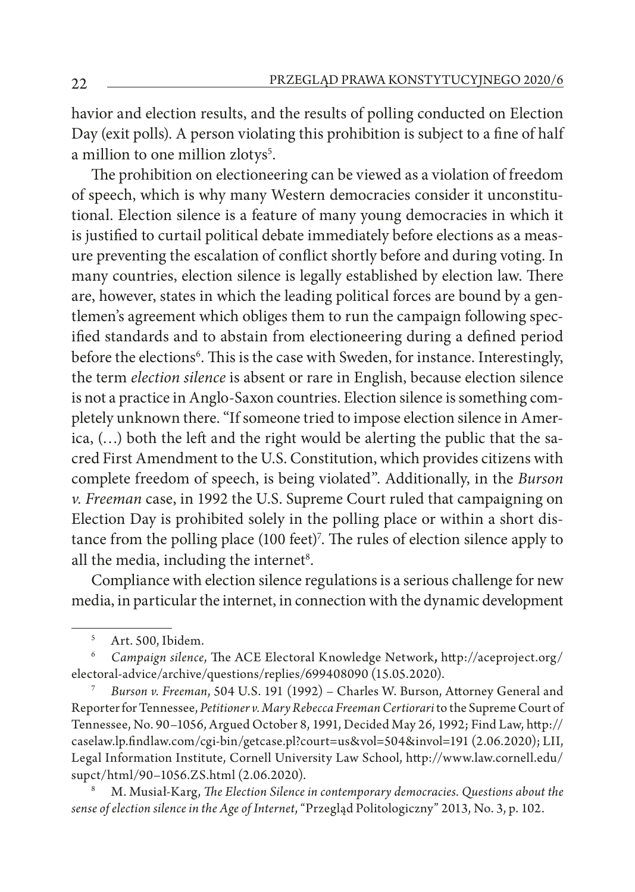havior and election results, and the results of polling conducted on Election Day (exit polls). A person violating this prohibition is subject to a fine of half a million to one million zlotys[5].

The prohibition on electioneering can be viewed as a violation of freedom of speech, which is why many Western democracies consider it unconstitutional. Election silence is a feature of many young democracies in which it is justified to curtail political debate immediately before elections as a measure preventing the escalation of conflict shortly before and during voting. In many countries, election silence is legally established by election law. There are, however, states in which the leading political forces are bound by a gentlemen's agreement which obliges them to run the campaign following specified standards and to abstain from electioneering during a defined period before the elections[6]. This is the case with Sweden, for instance. Interestingly, the term *election silence* is absent or rare in English, because election silence is not a practice in Anglo-Saxon countries. Election silence is something completely unknown there. "If someone tried to impose election silence in America, (…) both the left and the right would be alerting the public that the sacred First Amendment to the U.S. Constitution, which provides citizens with complete freedom of speech, is being violated". Additionally, in the *Burson v. Freeman* case, in 1992 the U.S. Supreme Court ruled that campaigning on Election Day is prohibited solely in the polling place or within a short distance from the polling place (100 feet)[7]. The rules of election silence apply to all the media, including the internet[8].

Compliance with election silence regulations is a serious challenge for new media, in particular the internet, in connection with the dynamic development

---

[5] Art. 500, Ibidem.

[6] *Campaign silence*, The ACE Electoral Knowledge Network, http://aceproject.org/electoral-advice/archive/questions/replies/699408090 (15.05.2020).

[7] *Burson v. Freeman*, 504 U.S. 191 (1992) – Charles W. Burson, Attorney General and Reporter for Tennessee, *Petitioner v. Mary Rebecca Freeman Certiorari* to the Supreme Court of Tennessee, No. 90–1056, Argued October 8, 1991, Decided May 26, 1992; Find Law, http://caselaw.lp.findlaw.com/cgi-bin/getcase.pl?court=us&vol=504&invol=191 (2.06.2020); LII, Legal Information Institute, Cornell University Law School, http://www.law.cornell.edu/supct/html/90–1056.ZS.html (2.06.2020).

[8] M. Musiał-Karg, *The Election Silence in contemporary democracies. Questions about the sense of election silence in the Age of Internet*, "Przegląd Politologiczny" 2013, No. 3, p. 102.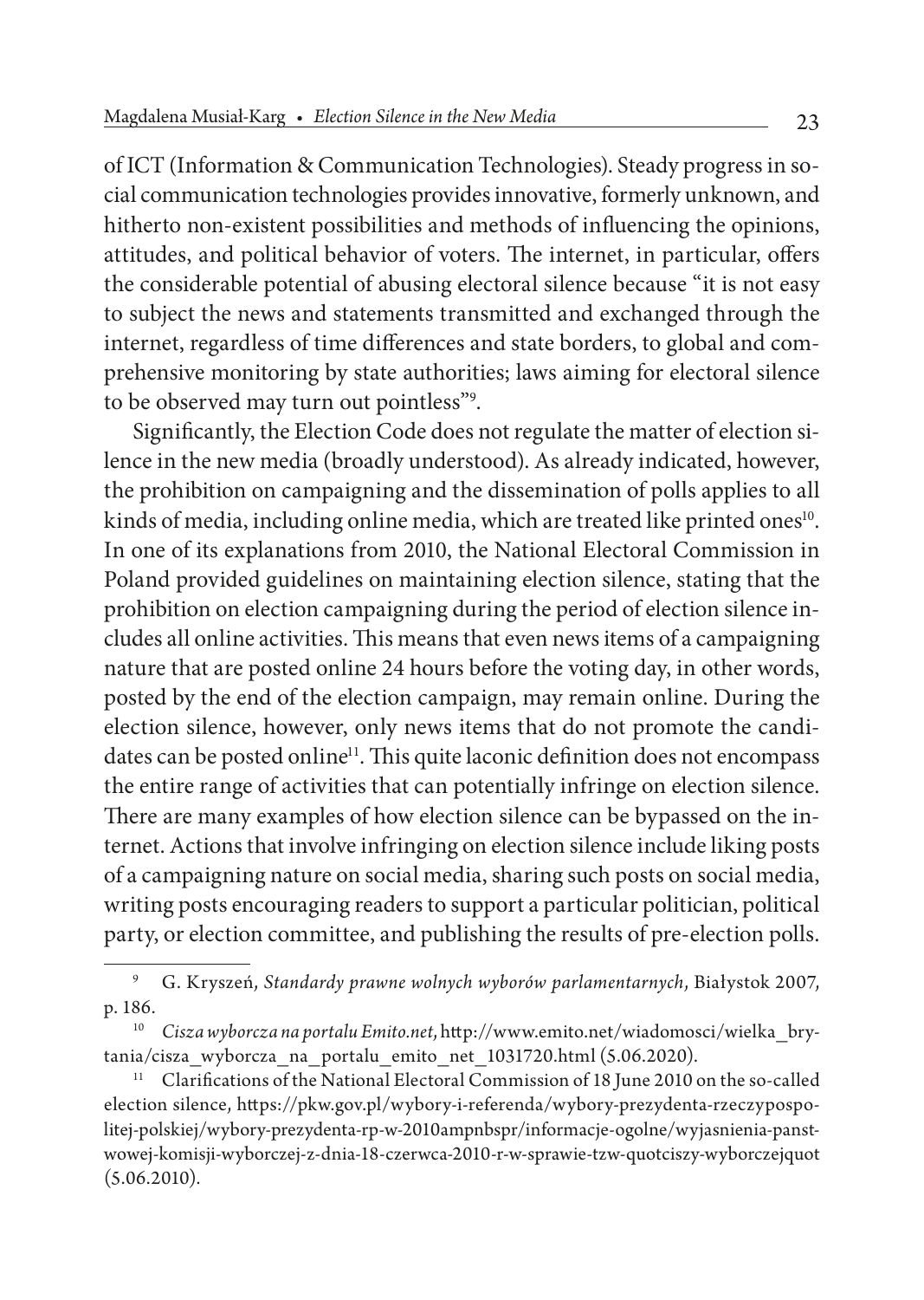of ICT (Information & Communication Technologies). Steady progress in social communication technologies provides innovative, formerly unknown, and hitherto non-existent possibilities and methods of influencing the opinions, attitudes, and political behavior of voters. The internet, in particular, offers the considerable potential of abusing electoral silence because "it is not easy to subject the news and statements transmitted and exchanged through the internet, regardless of time differences and state borders, to global and comprehensive monitoring by state authorities; laws aiming for electoral silence to be observed may turn out pointless"[9].

Significantly, the Election Code does not regulate the matter of election silence in the new media (broadly understood). As already indicated, however, the prohibition on campaigning and the dissemination of polls applies to all kinds of media, including online media, which are treated like printed ones[10]. In one of its explanations from 2010, the National Electoral Commission in Poland provided guidelines on maintaining election silence, stating that the prohibition on election campaigning during the period of election silence includes all online activities. This means that even news items of a campaigning nature that are posted online 24 hours before the voting day, in other words, posted by the end of the election campaign, may remain online. During the election silence, however, only news items that do not promote the candidates can be posted online[11]. This quite laconic definition does not encompass the entire range of activities that can potentially infringe on election silence. There are many examples of how election silence can be bypassed on the internet. Actions that involve infringing on election silence include liking posts of a campaigning nature on social media, sharing such posts on social media, writing posts encouraging readers to support a particular politician, political party, or election committee, and publishing the results of pre-election polls.

---

[9] G. Kryszeń, *Standardy prawne wolnych wyborów parlamentarnych*, Białystok 2007, p. 186.

[10] *Cisza wyborcza na portalu Emito.net*, http://www.emito.net/wiadomosci/wielka_brytania/cisza_wyborcza_na_portalu_emito_net_1031720.html (5.06.2020).

[11] Clarifications of the National Electoral Commission of 18 June 2010 on the so-called election silence, https://pkw.gov.pl/wybory-i-referenda/wybory-prezydenta-rzeczypospolitej-polskiej/wybory-prezydenta-rp-w-2010ampnbspr/informacje-ogolne/wyjasnienia-panstwowej-komisji-wyborczej-z-dnia-18-czerwca-2010-r-w-sprawie-tzw-quotciszy-wyborczejquot (5.06.2010).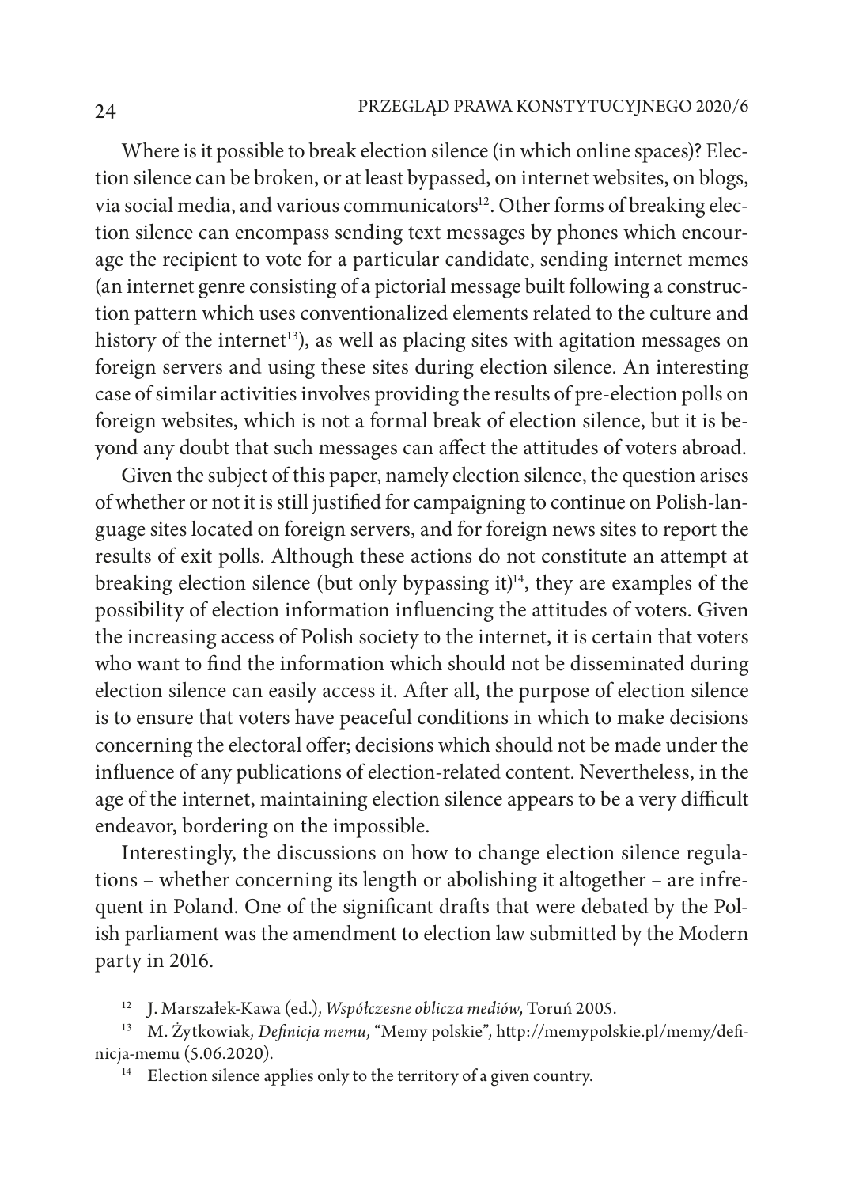Where is it possible to break election silence (in which online spaces)? Election silence can be broken, or at least bypassed, on internet websites, on blogs, via social media, and various communicators[12]. Other forms of breaking election silence can encompass sending text messages by phones which encourage the recipient to vote for a particular candidate, sending internet memes (an internet genre consisting of a pictorial message built following a construction pattern which uses conventionalized elements related to the culture and history of the internet[13]), as well as placing sites with agitation messages on foreign servers and using these sites during election silence. An interesting case of similar activities involves providing the results of pre-election polls on foreign websites, which is not a formal break of election silence, but it is beyond any doubt that such messages can affect the attitudes of voters abroad.

Given the subject of this paper, namely election silence, the question arises of whether or not it is still justified for campaigning to continue on Polish-language sites located on foreign servers, and for foreign news sites to report the results of exit polls. Although these actions do not constitute an attempt at breaking election silence (but only bypassing it)[14], they are examples of the possibility of election information influencing the attitudes of voters. Given the increasing access of Polish society to the internet, it is certain that voters who want to find the information which should not be disseminated during election silence can easily access it. After all, the purpose of election silence is to ensure that voters have peaceful conditions in which to make decisions concerning the electoral offer; decisions which should not be made under the influence of any publications of election-related content. Nevertheless, in the age of the internet, maintaining election silence appears to be a very difficult endeavor, bordering on the impossible.

Interestingly, the discussions on how to change election silence regulations – whether concerning its length or abolishing it altogether – are infrequent in Poland. One of the significant drafts that were debated by the Polish parliament was the amendment to election law submitted by the Modern party in 2016.

---

[12] J. Marszałek-Kawa (ed.), *Współczesne oblicza mediów*, Toruń 2005.

[13] M. Żytkowiak, *Definicja memu*, "Memy polskie", http://memypolskie.pl/memy/definicja-memu (5.06.2020).

[14] Election silence applies only to the territory of a given country.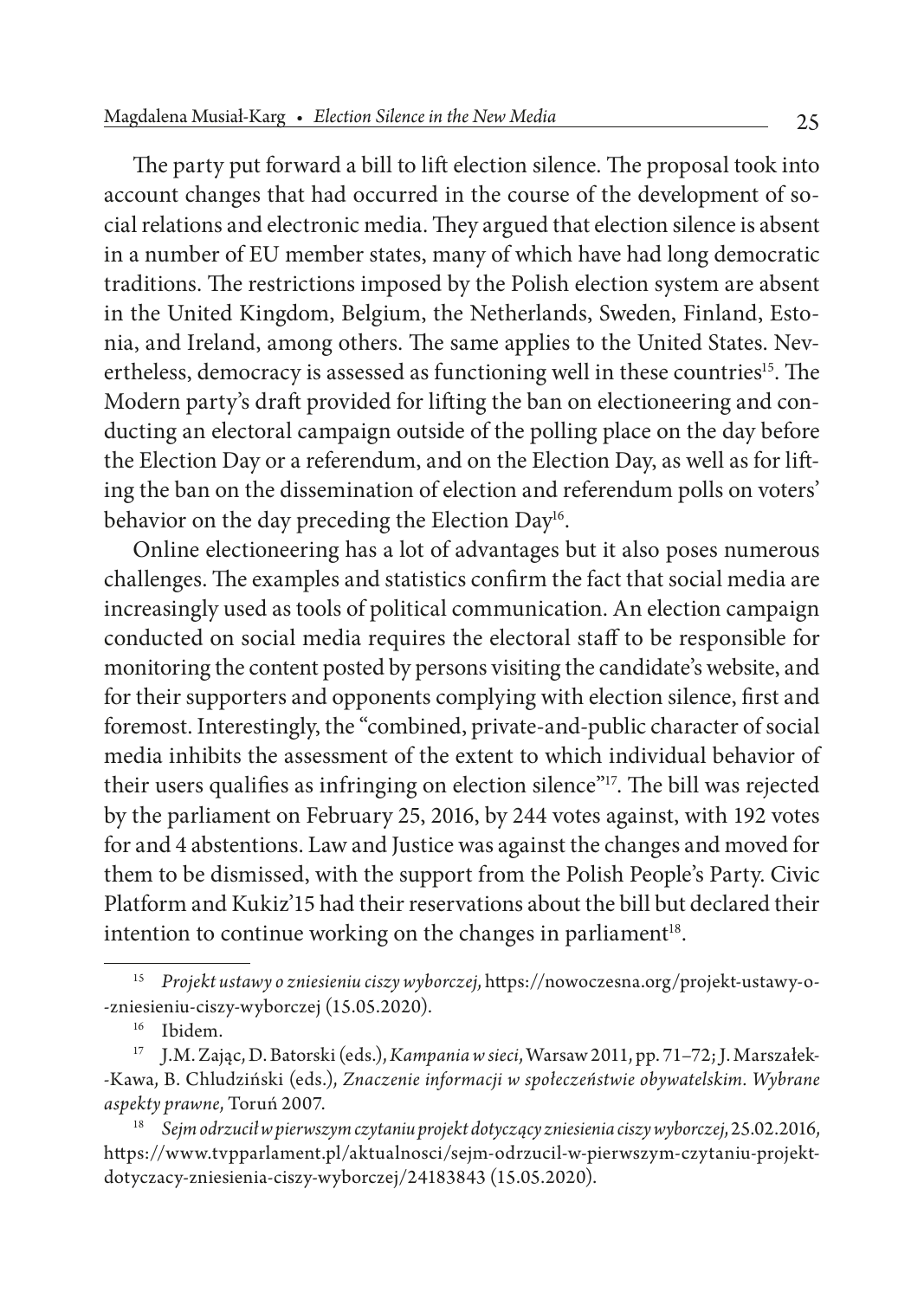The party put forward a bill to lift election silence. The proposal took into account changes that had occurred in the course of the development of social relations and electronic media. They argued that election silence is absent in a number of EU member states, many of which have had long democratic traditions. The restrictions imposed by the Polish election system are absent in the United Kingdom, Belgium, the Netherlands, Sweden, Finland, Estonia, and Ireland, among others. The same applies to the United States. Nevertheless, democracy is assessed as functioning well in these countries[15]. The Modern party's draft provided for lifting the ban on electioneering and conducting an electoral campaign outside of the polling place on the day before the Election Day or a referendum, and on the Election Day, as well as for lifting the ban on the dissemination of election and referendum polls on voters' behavior on the day preceding the Election Day[16].

Online electioneering has a lot of advantages but it also poses numerous challenges. The examples and statistics confirm the fact that social media are increasingly used as tools of political communication. An election campaign conducted on social media requires the electoral staff to be responsible for monitoring the content posted by persons visiting the candidate's website, and for their supporters and opponents complying with election silence, first and foremost. Interestingly, the "combined, private-and-public character of social media inhibits the assessment of the extent to which individual behavior of their users qualifies as infringing on election silence"[17]. The bill was rejected by the parliament on February 25, 2016, by 244 votes against, with 192 votes for and 4 abstentions. Law and Justice was against the changes and moved for them to be dismissed, with the support from the Polish People's Party. Civic Platform and Kukiz'15 had their reservations about the bill but declared their intention to continue working on the changes in parliament[18].

---

[15] *Projekt ustawy o zniesieniu ciszy wyborczej*, https://nowoczesna.org/projekt-ustawy-o-zniesieniu-ciszy-wyborczej (15.05.2020).

[16] Ibidem.

[17] J.M. Zając, D. Batorski (eds.), *Kampania w sieci*, Warsaw 2011, pp. 71–72; J. Marszałek-Kawa, B. Chludziński (eds.), *Znaczenie informacji w społeczeństwie obywatelskim. Wybrane aspekty prawne*, Toruń 2007.

[18] *Sejm odrzucił w pierwszym czytaniu projekt dotyczący zniesienia ciszy wyborczej*, 25.02.2016, https://www.tvpparlament.pl/aktualnosci/sejm-odrzucil-w-pierwszym-czytaniu-projekt-dotyczacy-zniesienia-ciszy-wyborczej/24183843 (15.05.2020).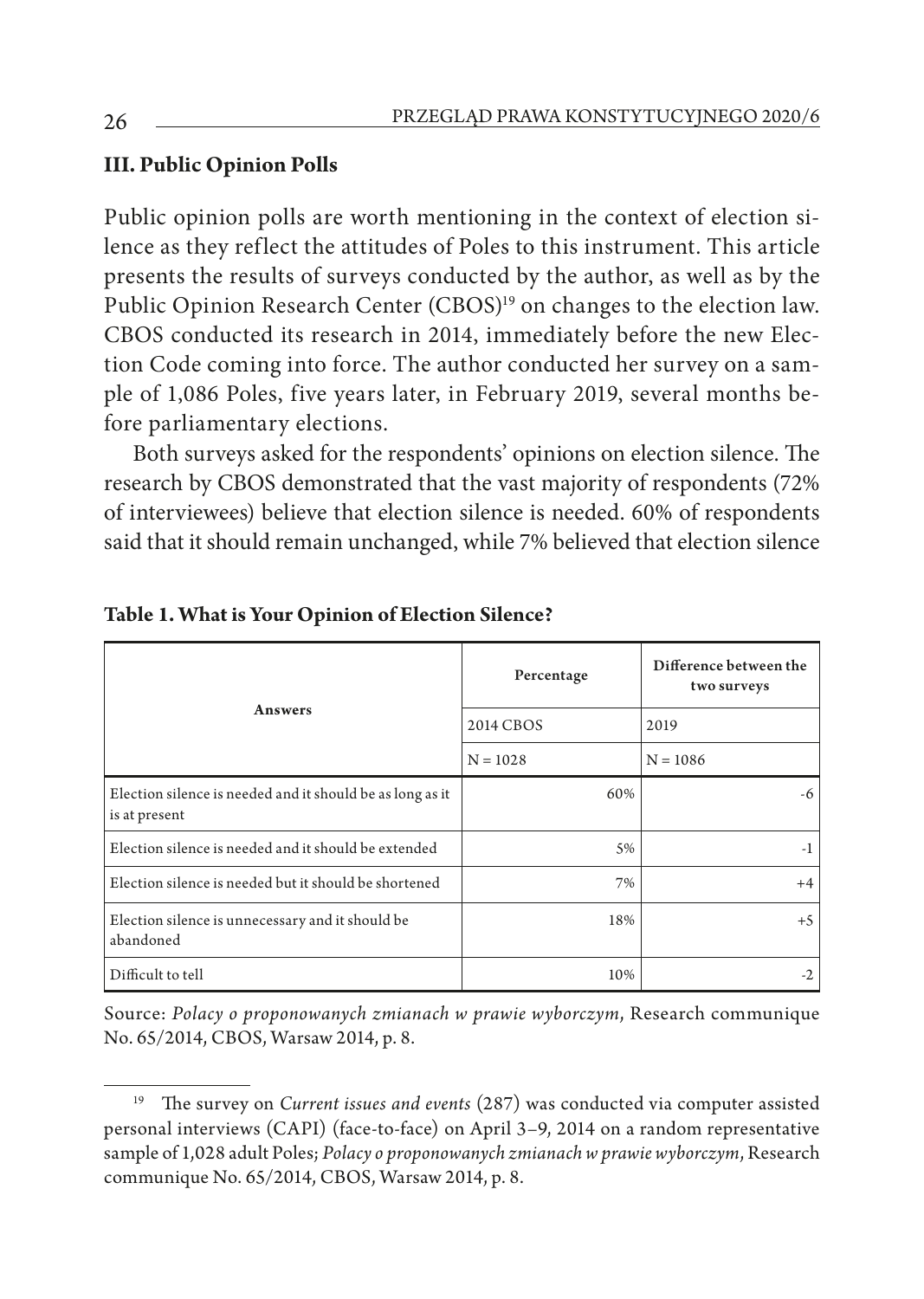## III. Public Opinion Polls

Public opinion polls are worth mentioning in the context of election silence as they reflect the attitudes of Poles to this instrument. This article presents the results of surveys conducted by the author, as well as by the Public Opinion Research Center (CBOS)[19] on changes to the election law. CBOS conducted its research in 2014, immediately before the new Election Code coming into force. The author conducted her survey on a sample of 1,086 Poles, five years later, in February 2019, several months before parliamentary elections.

Both surveys asked for the respondents' opinions on election silence. The research by CBOS demonstrated that the vast majority of respondents (72% of interviewees) believe that election silence is needed. 60% of respondents said that it should remain unchanged, while 7% believed that election silence

**Table 1. What is Your Opinion of Election Silence?**

| Answers | Percentage | Difference between the two surveys |
|---|---|---|
| | 2014 CBOS | 2019 |
| | N = 1028 | N = 1086 |
| Election silence is needed and it should be as long as it is at present | 60% | -6 |
| Election silence is needed and it should be extended | 5% | -1 |
| Election silence is needed but it should be shortened | 7% | +4 |
| Election silence is unnecessary and it should be abandoned | 18% | +5 |
| Difficult to tell | 10% | -2 |

Source: *Polacy o proponowanych zmianach w prawie wyborczym*, Research communique No. 65/2014, CBOS, Warsaw 2014, p. 8.

---

[19] The survey on *Current issues and events* (287) was conducted via computer assisted personal interviews (CAPI) (face-to-face) on April 3–9, 2014 on a random representative sample of 1,028 adult Poles; *Polacy o proponowanych zmianach w prawie wyborczym*, Research communique No. 65/2014, CBOS, Warsaw 2014, p. 8.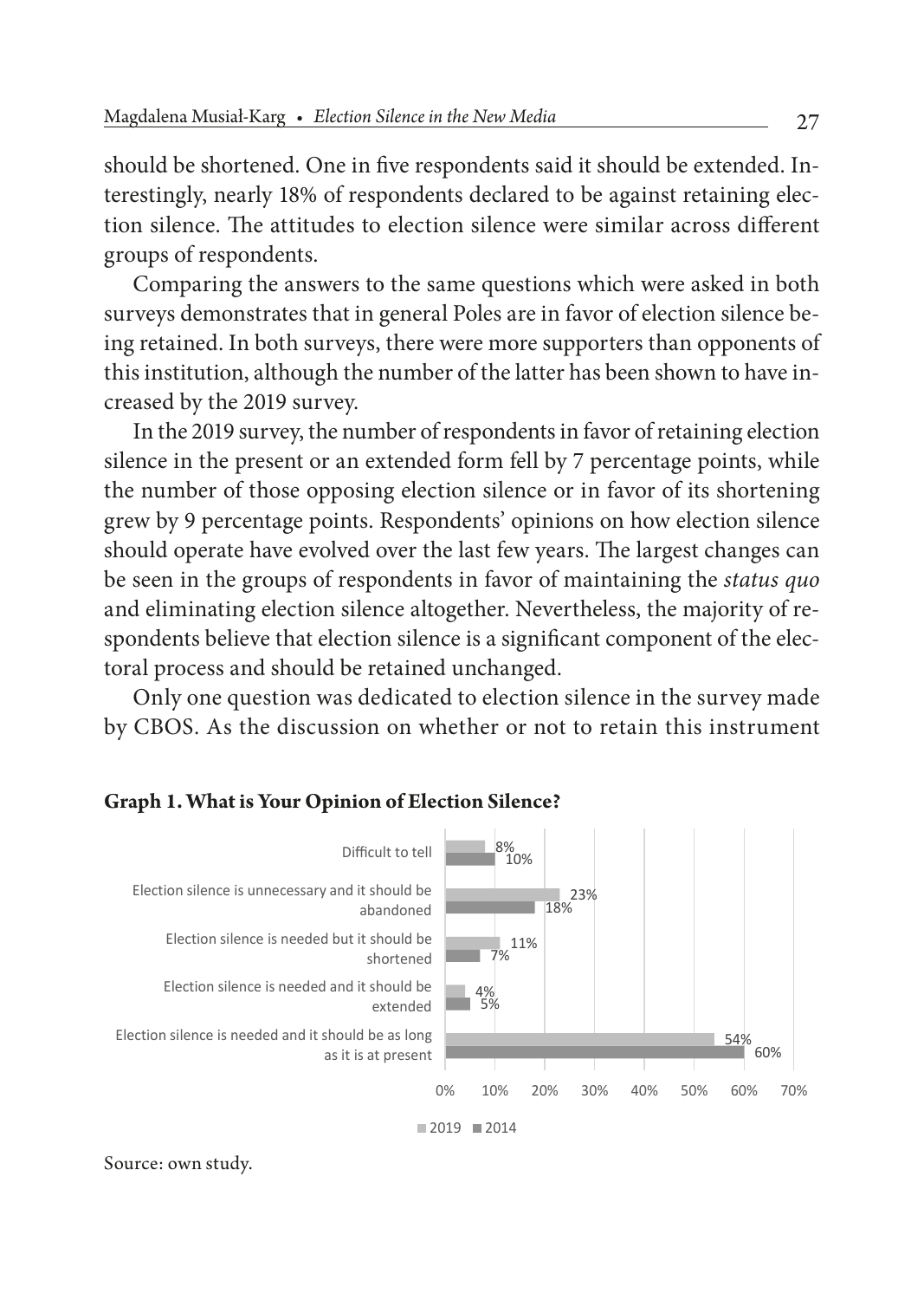should be shortened. One in five respondents said it should be extended. Interestingly, nearly 18% of respondents declared to be against retaining election silence. The attitudes to election silence were similar across different groups of respondents.

Comparing the answers to the same questions which were asked in both surveys demonstrates that in general Poles are in favor of election silence being retained. In both surveys, there were more supporters than opponents of this institution, although the number of the latter has been shown to have increased by the 2019 survey.

In the 2019 survey, the number of respondents in favor of retaining election silence in the present or an extended form fell by 7 percentage points, while the number of those opposing election silence or in favor of its shortening grew by 9 percentage points. Respondents' opinions on how election silence should operate have evolved over the last few years. The largest changes can be seen in the groups of respondents in favor of maintaining the *status quo* and eliminating election silence altogether. Nevertheless, the majority of respondents believe that election silence is a significant component of the electoral process and should be retained unchanged.

Only one question was dedicated to election silence in the survey made by CBOS. As the discussion on whether or not to retain this instrument

**Graph 1. What is Your Opinion of Election Silence?**

| | 2019 | 2014 |
|---|---|---|
| Difficult to tell | 8% | 10% |
| Election silence is unnecessary and it should be abandoned | 23% | 18% |
| Election silence is needed but it should be shortened | 11% | 7% |
| Election silence is needed and it should be extended | 4% | 5% |
| Election silence is needed and it should be as long as it is at present | 54% | 60% |

Source: own study.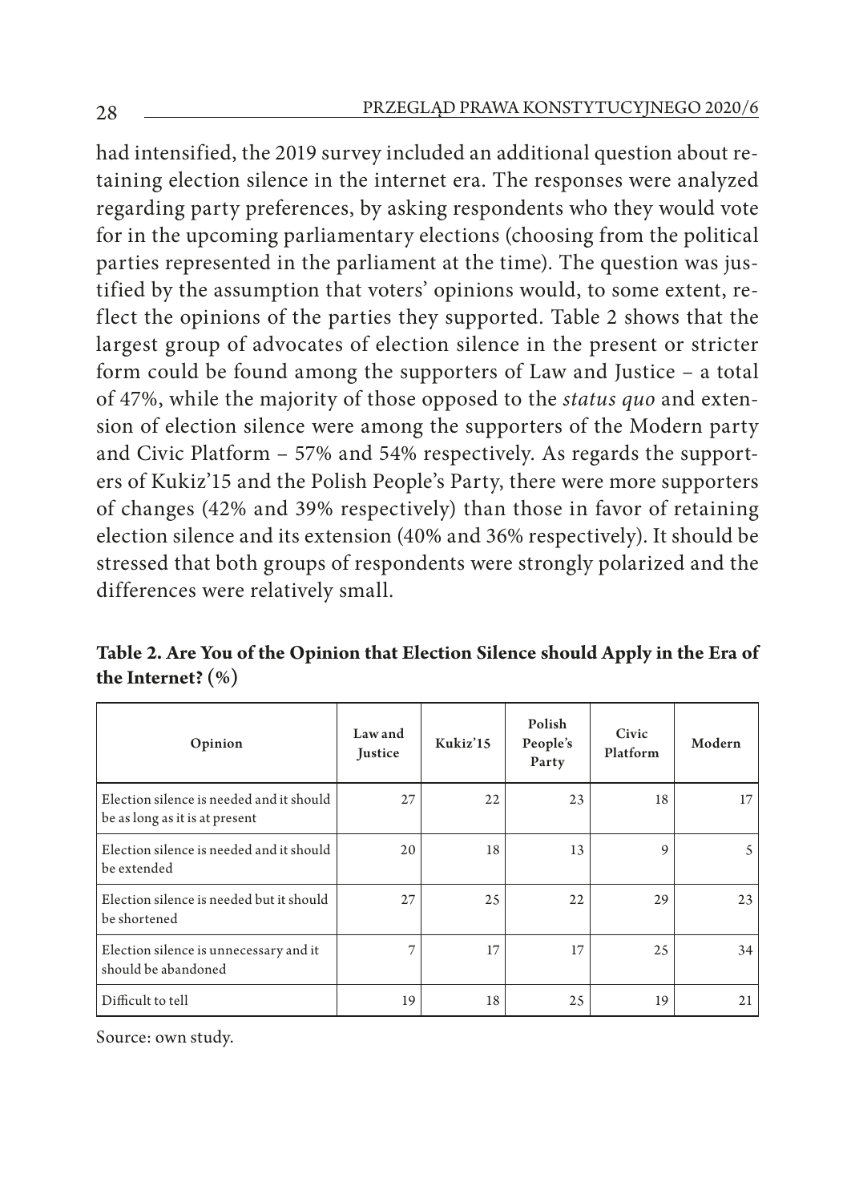had intensified, the 2019 survey included an additional question about retaining election silence in the internet era. The responses were analyzed regarding party preferences, by asking respondents who they would vote for in the upcoming parliamentary elections (choosing from the political parties represented in the parliament at the time). The question was justified by the assumption that voters' opinions would, to some extent, reflect the opinions of the parties they supported. Table 2 shows that the largest group of advocates of election silence in the present or stricter form could be found among the supporters of Law and Justice – a total of 47%, while the majority of those opposed to the *status quo* and extension of election silence were among the supporters of the Modern party and Civic Platform – 57% and 54% respectively. As regards the supporters of Kukiz'15 and the Polish People's Party, there were more supporters of changes (42% and 39% respectively) than those in favor of retaining election silence and its extension (40% and 36% respectively). It should be stressed that both groups of respondents were strongly polarized and the differences were relatively small.

**Table 2. Are You of the Opinion that Election Silence should Apply in the Era of the Internet? (%)**

| Opinion | Law and Justice | Kukiz'15 | Polish People's Party | Civic Platform | Modern |
|---|---|---|---|---|---|
| Election silence is needed and it should be as long as it is at present | 27 | 22 | 23 | 18 | 17 |
| Election silence is needed and it should be extended | 20 | 18 | 13 | 9 | 5 |
| Election silence is needed but it should be shortened | 27 | 25 | 22 | 29 | 23 |
| Election silence is unnecessary and it should be abandoned | 7 | 17 | 17 | 25 | 34 |
| Difficult to tell | 19 | 18 | 25 | 19 | 21 |

Source: own study.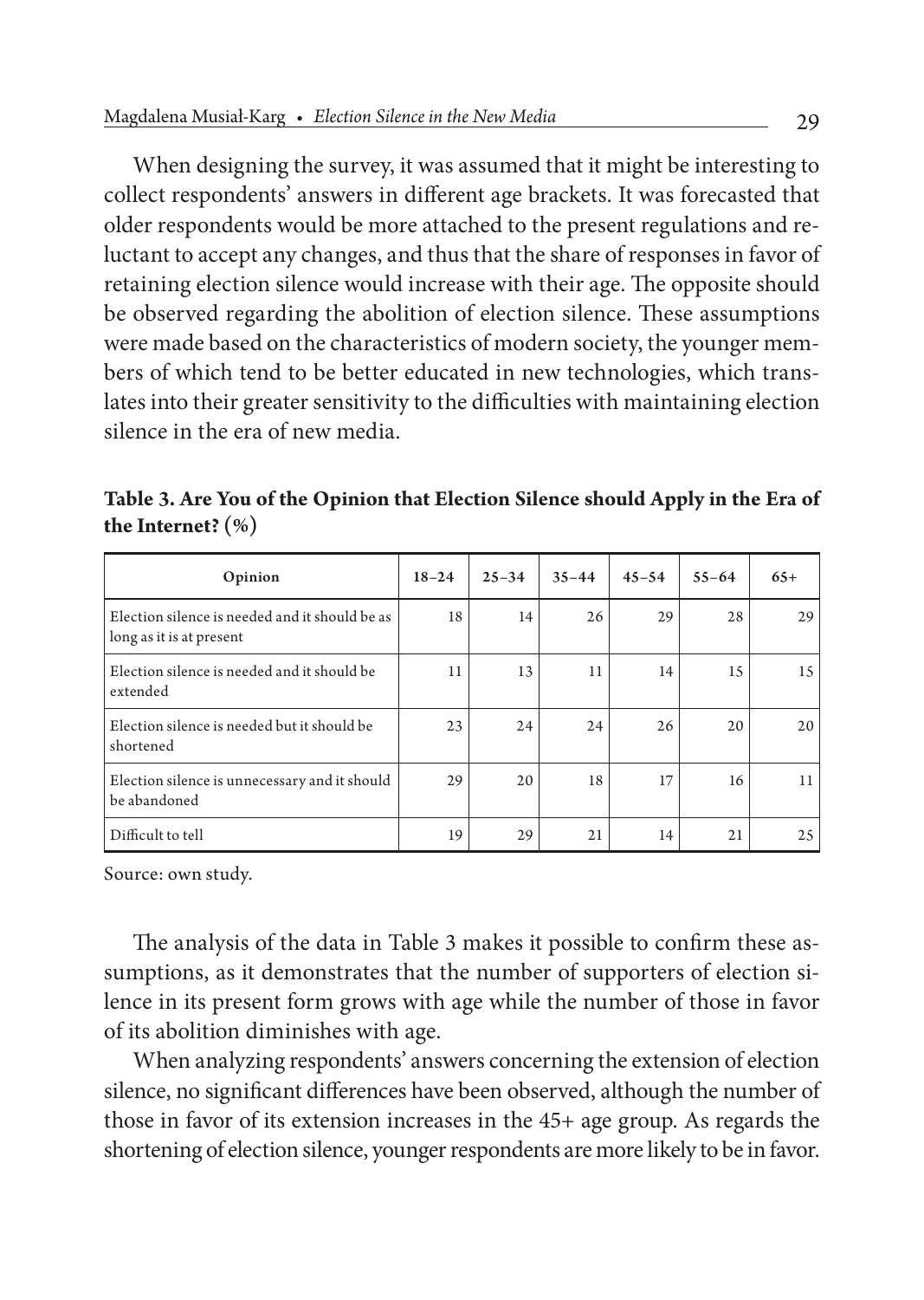When designing the survey, it was assumed that it might be interesting to collect respondents' answers in different age brackets. It was forecasted that older respondents would be more attached to the present regulations and reluctant to accept any changes, and thus that the share of responses in favor of retaining election silence would increase with their age. The opposite should be observed regarding the abolition of election silence. These assumptions were made based on the characteristics of modern society, the younger members of which tend to be better educated in new technologies, which translates into their greater sensitivity to the difficulties with maintaining election silence in the era of new media.

**Table 3. Are You of the Opinion that Election Silence should Apply in the Era of the Internet? (%)**

| Opinion | 18–24 | 25–34 | 35–44 | 45–54 | 55–64 | 65+ |
|---|---|---|---|---|---|---|
| Election silence is needed and it should be as long as it is at present | 18 | 14 | 26 | 29 | 28 | 29 |
| Election silence is needed and it should be extended | 11 | 13 | 11 | 14 | 15 | 15 |
| Election silence is needed but it should be shortened | 23 | 24 | 24 | 26 | 20 | 20 |
| Election silence is unnecessary and it should be abandoned | 29 | 20 | 18 | 17 | 16 | 11 |
| Difficult to tell | 19 | 29 | 21 | 14 | 21 | 25 |

Source: own study.

The analysis of the data in Table 3 makes it possible to confirm these assumptions, as it demonstrates that the number of supporters of election silence in its present form grows with age while the number of those in favor of its abolition diminishes with age.

When analyzing respondents' answers concerning the extension of election silence, no significant differences have been observed, although the number of those in favor of its extension increases in the 45+ age group. As regards the shortening of election silence, younger respondents are more likely to be in favor.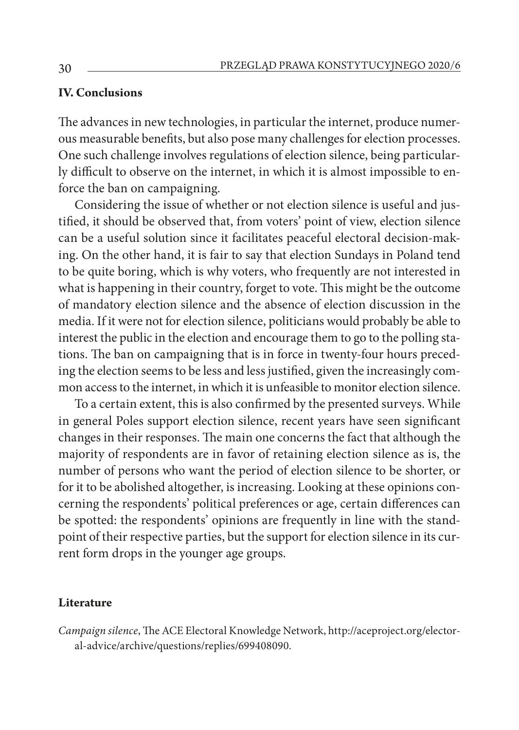## IV. Conclusions

The advances in new technologies, in particular the internet, produce numerous measurable benefits, but also pose many challenges for election processes. One such challenge involves regulations of election silence, being particularly difficult to observe on the internet, in which it is almost impossible to enforce the ban on campaigning.

Considering the issue of whether or not election silence is useful and justified, it should be observed that, from voters' point of view, election silence can be a useful solution since it facilitates peaceful electoral decision-making. On the other hand, it is fair to say that election Sundays in Poland tend to be quite boring, which is why voters, who frequently are not interested in what is happening in their country, forget to vote. This might be the outcome of mandatory election silence and the absence of election discussion in the media. If it were not for election silence, politicians would probably be able to interest the public in the election and encourage them to go to the polling stations. The ban on campaigning that is in force in twenty-four hours preceding the election seems to be less and less justified, given the increasingly common access to the internet, in which it is unfeasible to monitor election silence.

To a certain extent, this is also confirmed by the presented surveys. While in general Poles support election silence, recent years have seen significant changes in their responses. The main one concerns the fact that although the majority of respondents are in favor of retaining election silence as is, the number of persons who want the period of election silence to be shorter, or for it to be abolished altogether, is increasing. Looking at these opinions concerning the respondents' political preferences or age, certain differences can be spotted: the respondents' opinions are frequently in line with the standpoint of their respective parties, but the support for election silence in its current form drops in the younger age groups.

## Literature

*Campaign silence*, The ACE Electoral Knowledge Network, http://aceproject.org/electoral-advice/archive/questions/replies/699408090.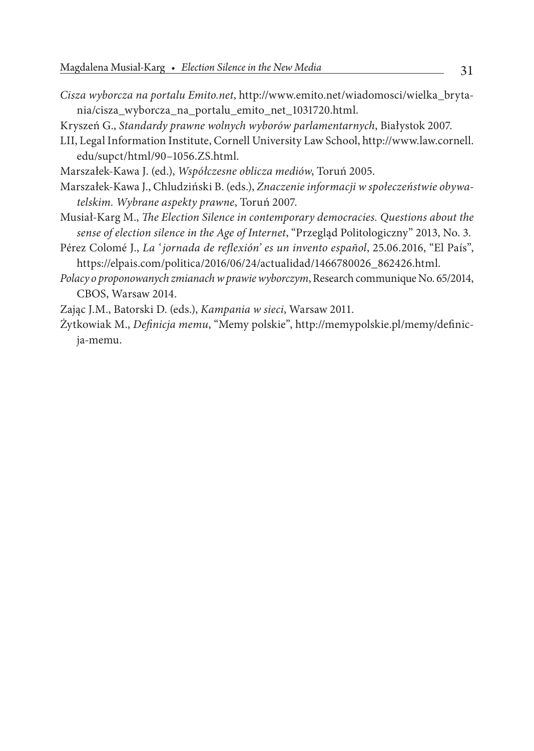*Cisza wyborcza na portalu Emito.net*, http://www.emito.net/wiadomosci/wielka_brytania/cisza_wyborcza_na_portalu_emito_net_1031720.html.

Kryszeń G., *Standardy prawne wolnych wyborów parlamentarnych*, Białystok 2007.

LII, Legal Information Institute, Cornell University Law School, http://www.law.cornell.edu/supct/html/90–1056.ZS.html.

Marszałek-Kawa J. (ed.), *Współczesne oblicza mediów*, Toruń 2005.

Marszałek-Kawa J., Chludziński B. (eds.), *Znaczenie informacji w społeczeństwie obywatelskim. Wybrane aspekty prawne*, Toruń 2007.

Musiał-Karg M., *The Election Silence in contemporary democracies. Questions about the sense of election silence in the Age of Internet*, "Przegląd Politologiczny" 2013, No. 3.

Pérez Colomé J., *La 'jornada de reflexión' es un invento español*, 25.06.2016, "El País", https://elpais.com/politica/2016/06/24/actualidad/1466780026_862426.html.

*Polacy o proponowanych zmianach w prawie wyborczym*, Research communique No. 65/2014, CBOS, Warsaw 2014.

Zając J.M., Batorski D. (eds.), *Kampania w sieci*, Warsaw 2011.

Żytkowiak M., *Definicja memu*, "Memy polskie", http://memypolskie.pl/memy/definicja-memu.